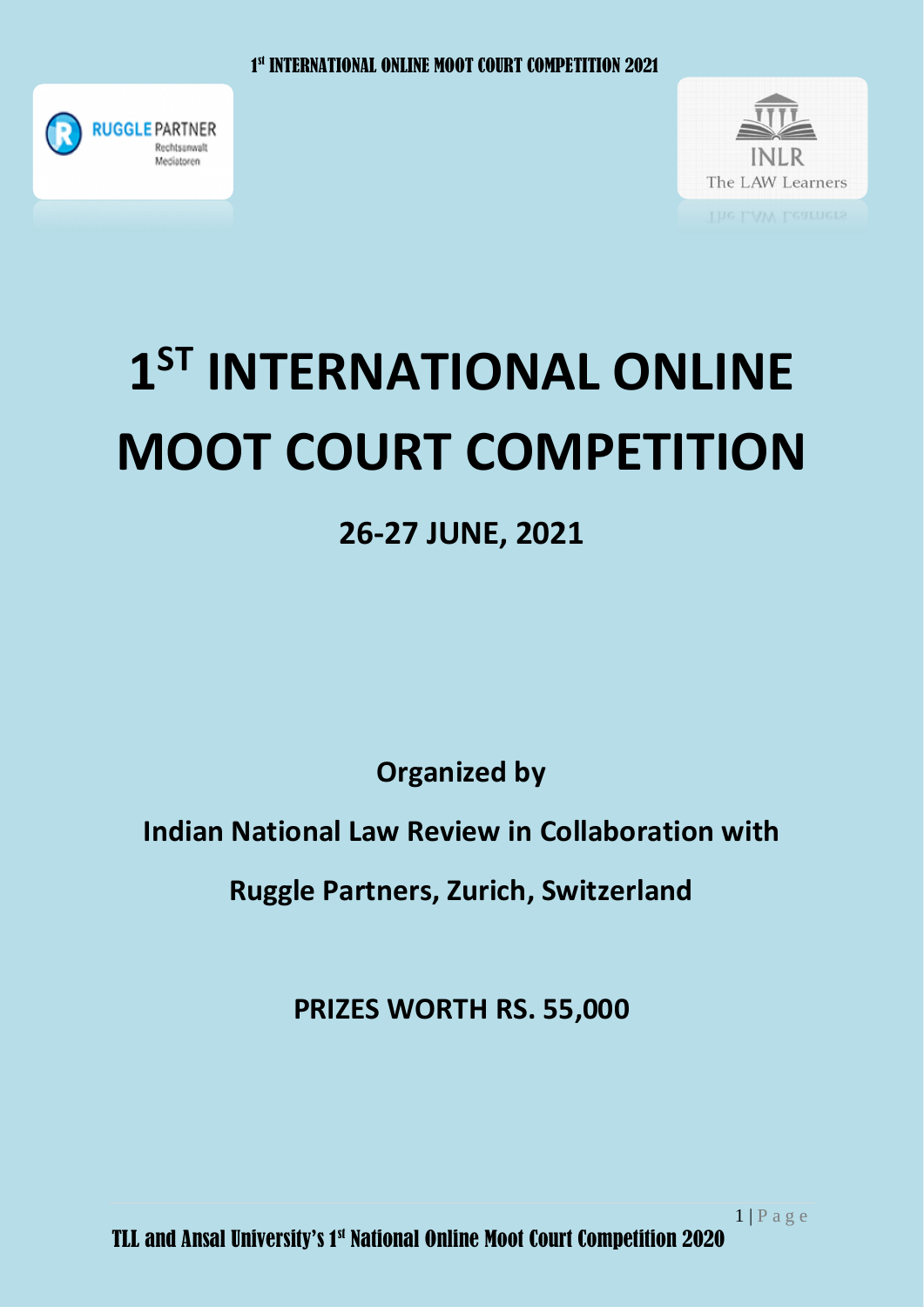# 1$^{ST}$ INTERNATIONAL ONLINE MOOT COURT COMPETITION

## 26-27 JUNE, 2021

**Organized by**

**Indian National Law Review in Collaboration with**

**Ruggle Partners, Zurich, Switzerland**

**PRIZES WORTH RS. 55,000**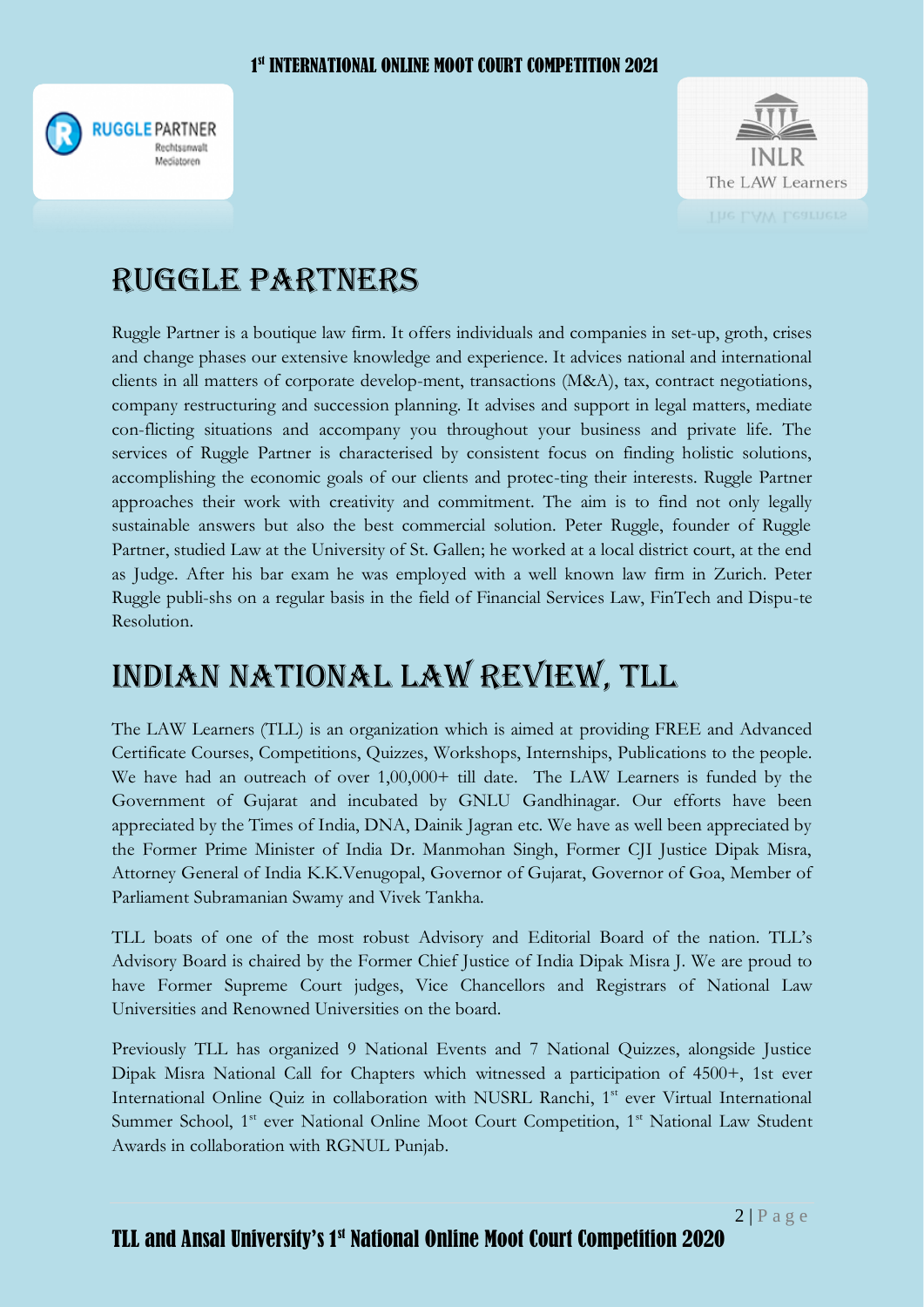# RUGGLE PARTNERS

Ruggle Partner is a boutique law firm. It offers individuals and companies in set-up, groth, crises and change phases our extensive knowledge and experience. It advices national and international clients in all matters of corporate develop-ment, transactions (M&A), tax, contract negotiations, company restructuring and succession planning. It advises and support in legal matters, mediate con-flicting situations and accompany you throughout your business and private life. The services of Ruggle Partner is characterised by consistent focus on finding holistic solutions, accomplishing the economic goals of our clients and protec-ting their interests. Ruggle Partner approaches their work with creativity and commitment. The aim is to find not only legally sustainable answers but also the best commercial solution. Peter Ruggle, founder of Ruggle Partner, studied Law at the University of St. Gallen; he worked at a local district court, at the end as Judge. After his bar exam he was employed with a well known law firm in Zurich. Peter Ruggle publi-shs on a regular basis in the field of Financial Services Law, FinTech and Dispu-te Resolution.

# INDIAN NATIONAL LAW REVIEW, TLL

The LAW Learners (TLL) is an organization which is aimed at providing FREE and Advanced Certificate Courses, Competitions, Quizzes, Workshops, Internships, Publications to the people. We have had an outreach of over 1,00,000+ till date. The LAW Learners is funded by the Government of Gujarat and incubated by GNLU Gandhinagar. Our efforts have been appreciated by the Times of India, DNA, Dainik Jagran etc. We have as well been appreciated by the Former Prime Minister of India Dr. Manmohan Singh, Former CJI Justice Dipak Misra, Attorney General of India K.K.Venugopal, Governor of Gujarat, Governor of Goa, Member of Parliament Subramanian Swamy and Vivek Tankha.

TLL boats of one of the most robust Advisory and Editorial Board of the nation. TLL's Advisory Board is chaired by the Former Chief Justice of India Dipak Misra J. We are proud to have Former Supreme Court judges, Vice Chancellors and Registrars of National Law Universities and Renowned Universities on the board.

Previously TLL has organized 9 National Events and 7 National Quizzes, alongside Justice Dipak Misra National Call for Chapters which witnessed a participation of 4500+, 1st ever International Online Quiz in collaboration with NUSRL Ranchi, 1st ever Virtual International Summer School, 1st ever National Online Moot Court Competition, 1st National Law Student Awards in collaboration with RGNUL Punjab.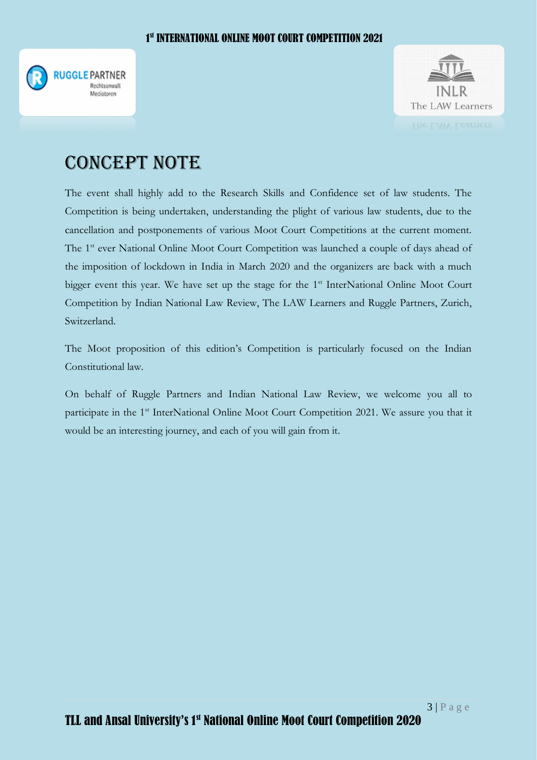# CONCEPT NOTE

The event shall highly add to the Research Skills and Confidence set of law students. The Competition is being undertaken, understanding the plight of various law students, due to the cancellation and postponements of various Moot Court Competitions at the current moment. The 1st ever National Online Moot Court Competition was launched a couple of days ahead of the imposition of lockdown in India in March 2020 and the organizers are back with a much bigger event this year. We have set up the stage for the 1st InterNational Online Moot Court Competition by Indian National Law Review, The LAW Learners and Ruggle Partners, Zurich, Switzerland.

The Moot proposition of this edition's Competition is particularly focused on the Indian Constitutional law.

On behalf of Ruggle Partners and Indian National Law Review, we welcome you all to participate in the 1st InterNational Online Moot Court Competition 2021. We assure you that it would be an interesting journey, and each of you will gain from it.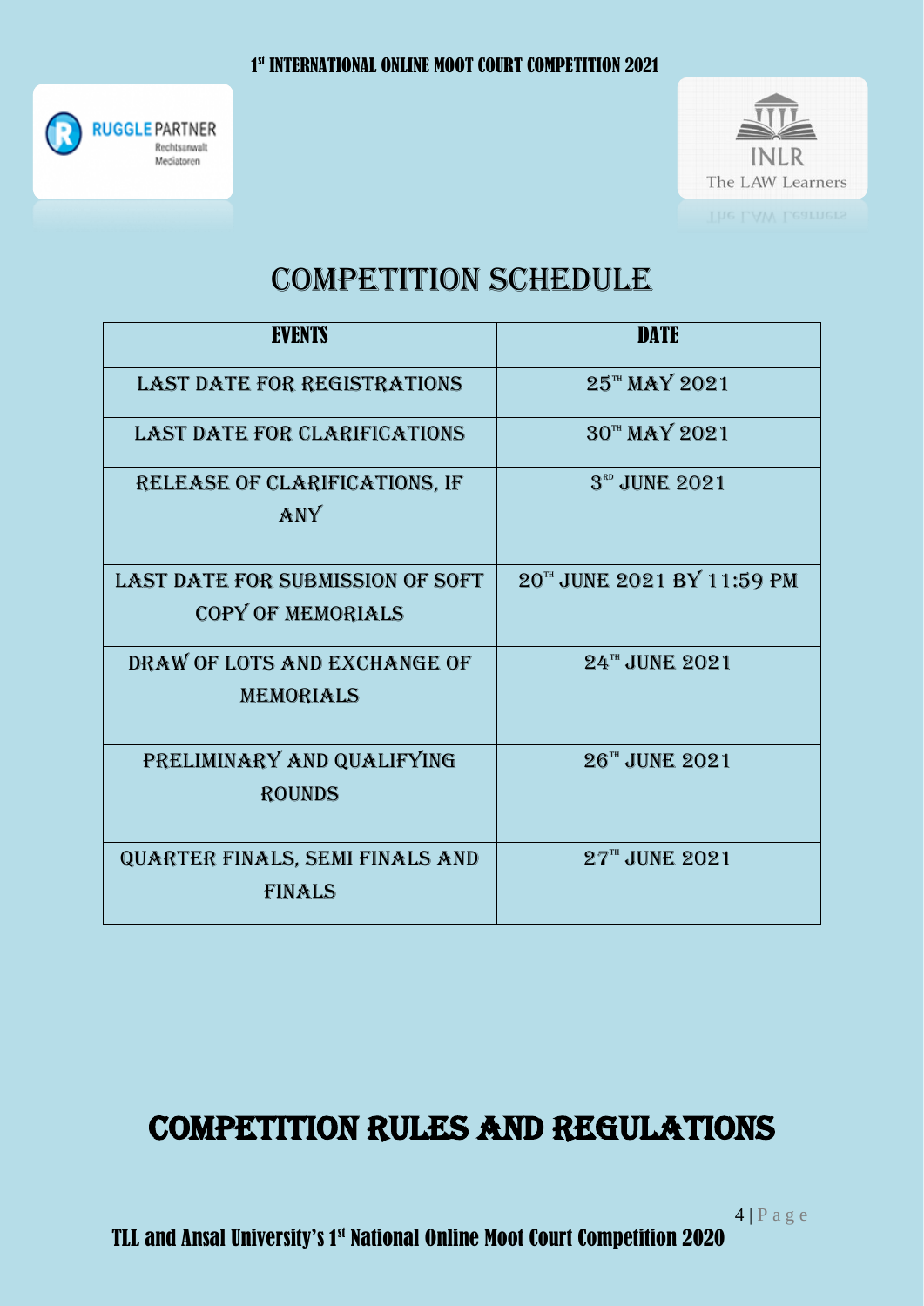# COMPETITION SCHEDULE

| EVENTS | DATE |
| --- | --- |
| LAST DATE FOR REGISTRATIONS | 25TH MAY 2021 |
| LAST DATE FOR CLARIFICATIONS | 30TH MAY 2021 |
| RELEASE OF CLARIFICATIONS, IF ANY | 3RD JUNE 2021 |
| LAST DATE FOR SUBMISSION OF SOFT COPY OF MEMORIALS | 20TH JUNE 2021 BY 11:59 PM |
| DRAW OF LOTS AND EXCHANGE OF MEMORIALS | 24TH JUNE 2021 |
| PRELIMINARY AND QUALIFYING ROUNDS | 26TH JUNE 2021 |
| QUARTER FINALS, SEMI FINALS AND FINALS | 27TH JUNE 2021 |

# COMPETITION RULES AND REGULATIONS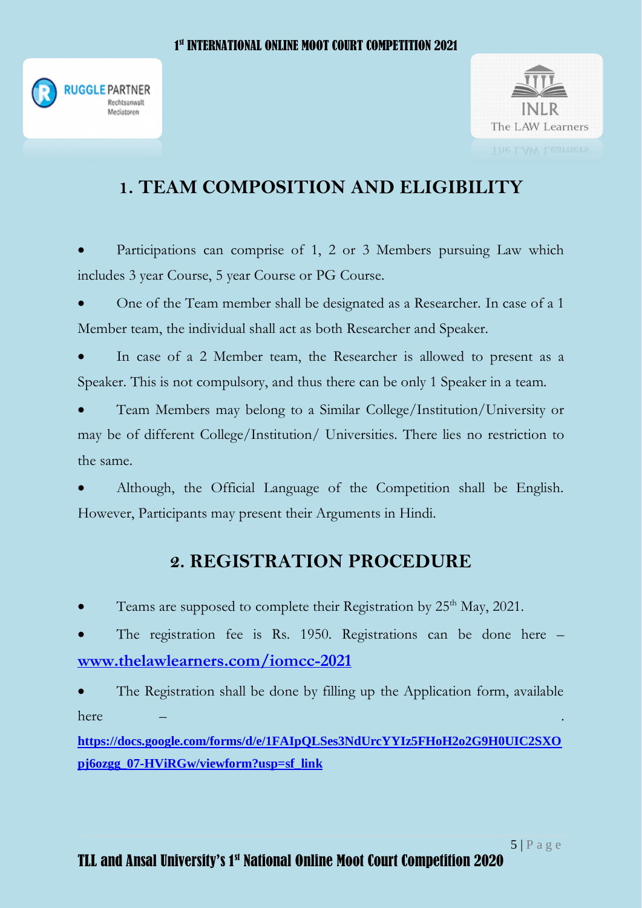## 1. TEAM COMPOSITION AND ELIGIBILITY

- Participations can comprise of 1, 2 or 3 Members pursuing Law which includes 3 year Course, 5 year Course or PG Course.
- One of the Team member shall be designated as a Researcher. In case of a 1 Member team, the individual shall act as both Researcher and Speaker.
- In case of a 2 Member team, the Researcher is allowed to present as a Speaker. This is not compulsory, and thus there can be only 1 Speaker in a team.
- Team Members may belong to a Similar College/Institution/University or may be of different College/Institution/ Universities. There lies no restriction to the same.
- Although, the Official Language of the Competition shall be English. However, Participants may present their Arguments in Hindi.

## 2. REGISTRATION PROCEDURE

- Teams are supposed to complete their Registration by 25th May, 2021.
- The registration fee is Rs. 1950. Registrations can be done here – **www.thelawlearners.com/iomcc-2021**
- The Registration shall be done by filling up the Application form, available here – . **https://docs.google.com/forms/d/e/1FAIpQLSes3NdUrcYYIz5FHoH2o2G9H0UIC2SXOpj6ozgg_07-HViRGw/viewform?usp=sf_link**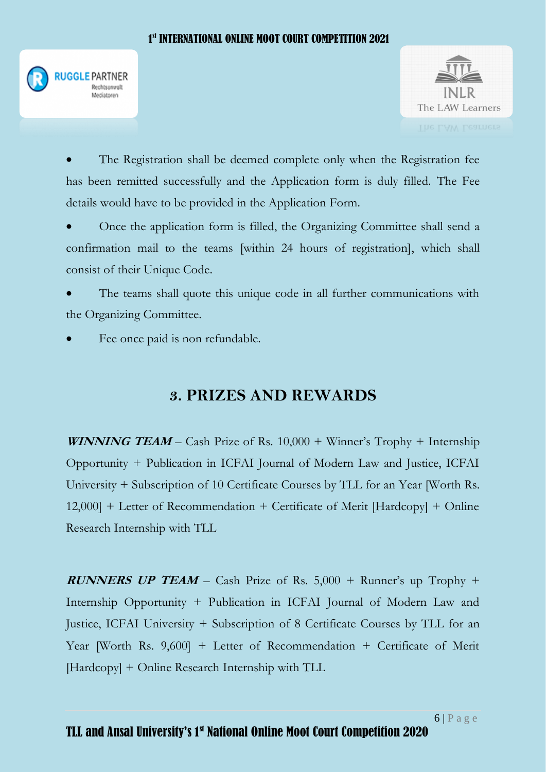- The Registration shall be deemed complete only when the Registration fee has been remitted successfully and the Application form is duly filled. The Fee details would have to be provided in the Application Form.
- Once the application form is filled, the Organizing Committee shall send a confirmation mail to the teams [within 24 hours of registration], which shall consist of their Unique Code.
- The teams shall quote this unique code in all further communications with the Organizing Committee.
- Fee once paid is non refundable.

## 3. PRIZES AND REWARDS

***WINNING TEAM*** – Cash Prize of Rs. 10,000 + Winner's Trophy + Internship Opportunity + Publication in ICFAI Journal of Modern Law and Justice, ICFAI University + Subscription of 10 Certificate Courses by TLL for an Year [Worth Rs. 12,000] + Letter of Recommendation + Certificate of Merit [Hardcopy] + Online Research Internship with TLL

***RUNNERS UP TEAM*** – Cash Prize of Rs. 5,000 + Runner's up Trophy + Internship Opportunity + Publication in ICFAI Journal of Modern Law and Justice, ICFAI University + Subscription of 8 Certificate Courses by TLL for an Year [Worth Rs. 9,600] + Letter of Recommendation + Certificate of Merit [Hardcopy] + Online Research Internship with TLL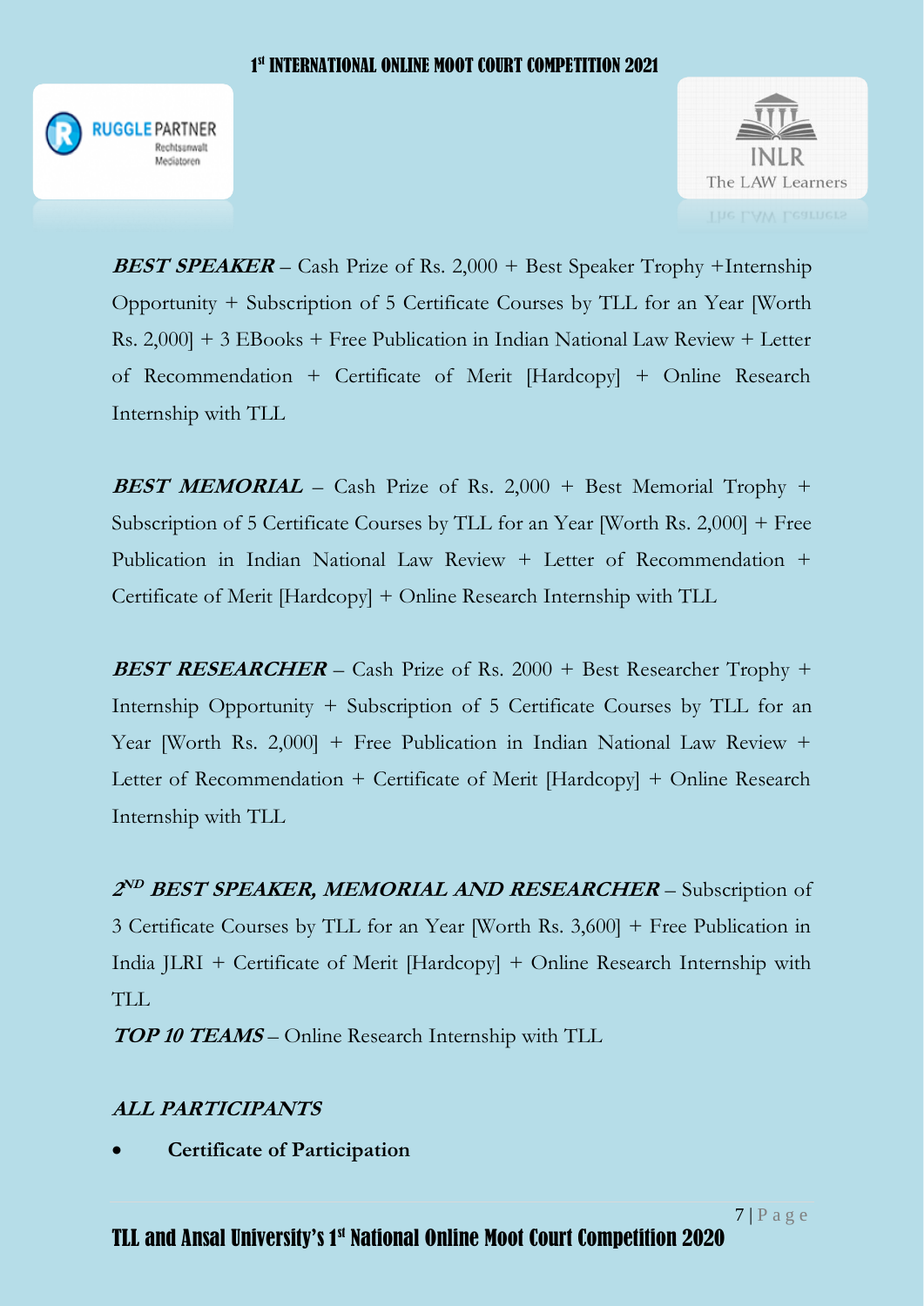***BEST SPEAKER*** – Cash Prize of Rs. 2,000 + Best Speaker Trophy +Internship Opportunity + Subscription of 5 Certificate Courses by TLL for an Year [Worth Rs. 2,000] + 3 EBooks + Free Publication in Indian National Law Review + Letter of Recommendation + Certificate of Merit [Hardcopy] + Online Research Internship with TLL

***BEST MEMORIAL*** – Cash Prize of Rs. 2,000 + Best Memorial Trophy + Subscription of 5 Certificate Courses by TLL for an Year [Worth Rs. 2,000] + Free Publication in Indian National Law Review + Letter of Recommendation + Certificate of Merit [Hardcopy] + Online Research Internship with TLL

***BEST RESEARCHER*** – Cash Prize of Rs. 2000 + Best Researcher Trophy + Internship Opportunity + Subscription of 5 Certificate Courses by TLL for an Year [Worth Rs. 2,000] + Free Publication in Indian National Law Review + Letter of Recommendation + Certificate of Merit [Hardcopy] + Online Research Internship with TLL

***2ND BEST SPEAKER, MEMORIAL AND RESEARCHER*** – Subscription of 3 Certificate Courses by TLL for an Year [Worth Rs. 3,600] + Free Publication in India JLRI + Certificate of Merit [Hardcopy] + Online Research Internship with TLL

***TOP 10 TEAMS*** – Online Research Internship with TLL

***ALL PARTICIPANTS***

- **Certificate of Participation**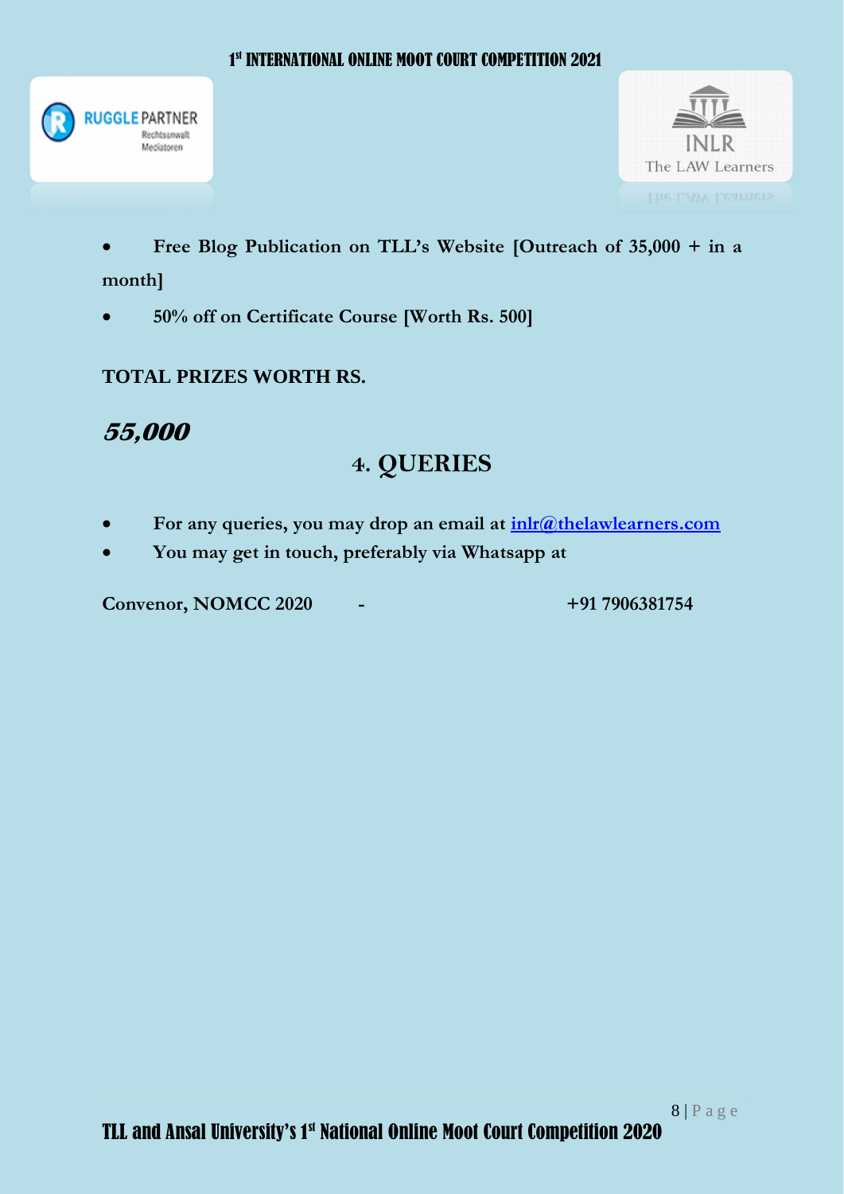- **Free Blog Publication on TLL's Website [Outreach of 35,000 + in a month]**
- **50% off on Certificate Course [Worth Rs. 500]**

**TOTAL PRIZES WORTH RS.**

***55,000***

## 4. QUERIES

- **For any queries, you may drop an email at [inlr@thelawlearners.com](mailto:inlr@thelawlearners.com)**
- **You may get in touch, preferably via Whatsapp at**

**Convenor, NOMCC 2020 - +91 7906381754**